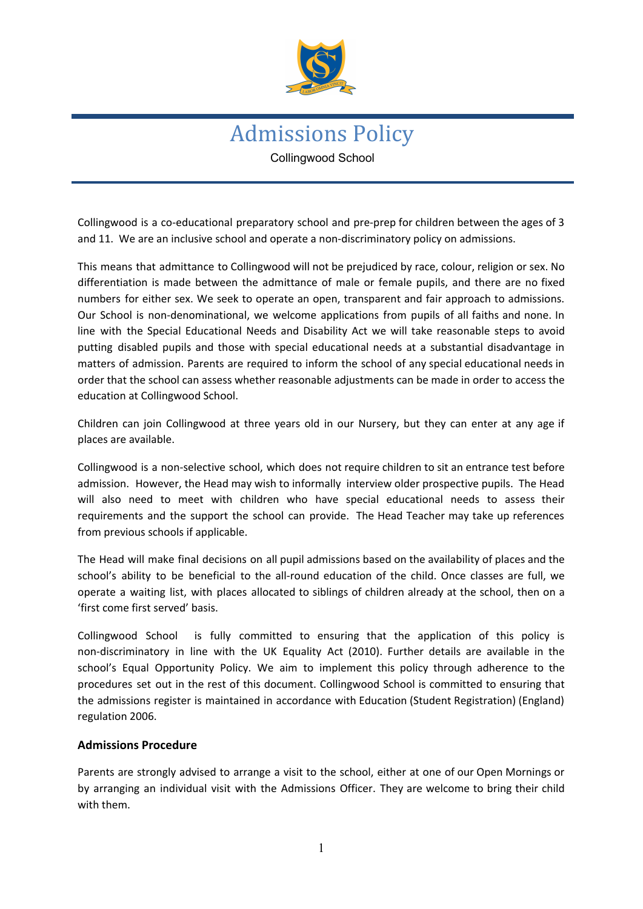# Admissions Policy

Collingwood School

Collingwood is a co-educational preparatory school and pre-prep for children between the ages of 3 and 11. We are an inclusive school and operate a non-discriminatory policy on admissions.

This means that admittance to Collingwood will not be prejudiced by race, colour, religion or sex. No differentiation is made between the admittance of male or female pupils, and there are no fixed numbers for either sex. We seek to operate an open, transparent and fair approach to admissions. Our School is non-denominational, we welcome applications from pupils of all faiths and none. In line with the Special Educational Needs and Disability Act we will take reasonable steps to avoid putting disabled pupils and those with special educational needs at a substantial disadvantage in matters of admission. Parents are required to inform the school of any special educational needs in order that the school can assess whether reasonable adjustments can be made in order to access the education at Collingwood School.

Children can join Collingwood at three years old in our Nursery, but they can enter at any age if places are available.

Collingwood is a non-selective school, which does not require children to sit an entrance test before admission. However, the Head may wish to informally interview older prospective pupils. The Head will also need to meet with children who have special educational needs to assess their requirements and the support the school can provide. The Head Teacher may take up references from previous schools if applicable.

The Head will make final decisions on all pupil admissions based on the availability of places and the school's ability to be beneficial to the all-round education of the child. Once classes are full, we operate a waiting list, with places allocated to siblings of children already at the school, then on a 'first come first served' basis.

Collingwood School is fully committed to ensuring that the application of this policy is non-discriminatory in line with the UK Equality Act (2010). Further details are available in the school's Equal Opportunity Policy. We aim to implement this policy through adherence to the procedures set out in the rest of this document. Collingwood School is committed to ensuring that the admissions register is maintained in accordance with Education (Student Registration) (England) regulation 2006.

**Admissions Procedure**

Parents are strongly advised to arrange a visit to the school, either at one of our Open Mornings or by arranging an individual visit with the Admissions Officer. They are welcome to bring their child with them.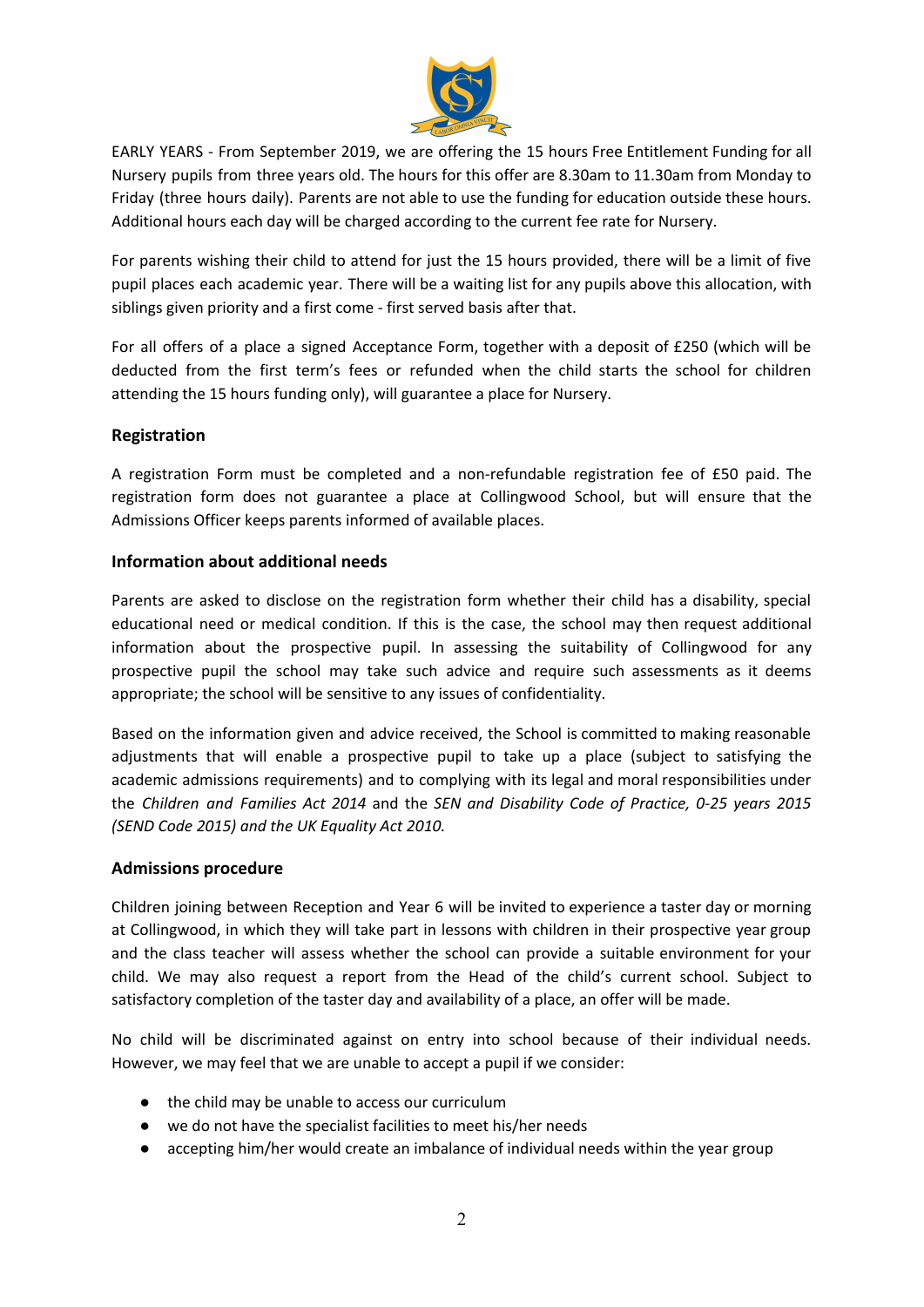EARLY YEARS - From September 2019, we are offering the 15 hours Free Entitlement Funding for all Nursery pupils from three years old. The hours for this offer are 8.30am to 11.30am from Monday to Friday (three hours daily). Parents are not able to use the funding for education outside these hours. Additional hours each day will be charged according to the current fee rate for Nursery.

For parents wishing their child to attend for just the 15 hours provided, there will be a limit of five pupil places each academic year. There will be a waiting list for any pupils above this allocation, with siblings given priority and a first come - first served basis after that.

For all offers of a place a signed Acceptance Form, together with a deposit of £250 (which will be deducted from the first term's fees or refunded when the child starts the school for children attending the 15 hours funding only), will guarantee a place for Nursery.

### Registration

A registration Form must be completed and a non-refundable registration fee of £50 paid. The registration form does not guarantee a place at Collingwood School, but will ensure that the Admissions Officer keeps parents informed of available places.

### Information about additional needs

Parents are asked to disclose on the registration form whether their child has a disability, special educational need or medical condition. If this is the case, the school may then request additional information about the prospective pupil. In assessing the suitability of Collingwood for any prospective pupil the school may take such advice and require such assessments as it deems appropriate; the school will be sensitive to any issues of confidentiality.

Based on the information given and advice received, the School is committed to making reasonable adjustments that will enable a prospective pupil to take up a place (subject to satisfying the academic admissions requirements) and to complying with its legal and moral responsibilities under the *Children and Families Act 2014* and the *SEN and Disability Code of Practice, 0-25 years 2015 (SEND Code 2015) and the UK Equality Act 2010.*

### Admissions procedure

Children joining between Reception and Year 6 will be invited to experience a taster day or morning at Collingwood, in which they will take part in lessons with children in their prospective year group and the class teacher will assess whether the school can provide a suitable environment for your child. We may also request a report from the Head of the child's current school. Subject to satisfactory completion of the taster day and availability of a place, an offer will be made.

No child will be discriminated against on entry into school because of their individual needs. However, we may feel that we are unable to accept a pupil if we consider:

- the child may be unable to access our curriculum
- we do not have the specialist facilities to meet his/her needs
- accepting him/her would create an imbalance of individual needs within the year group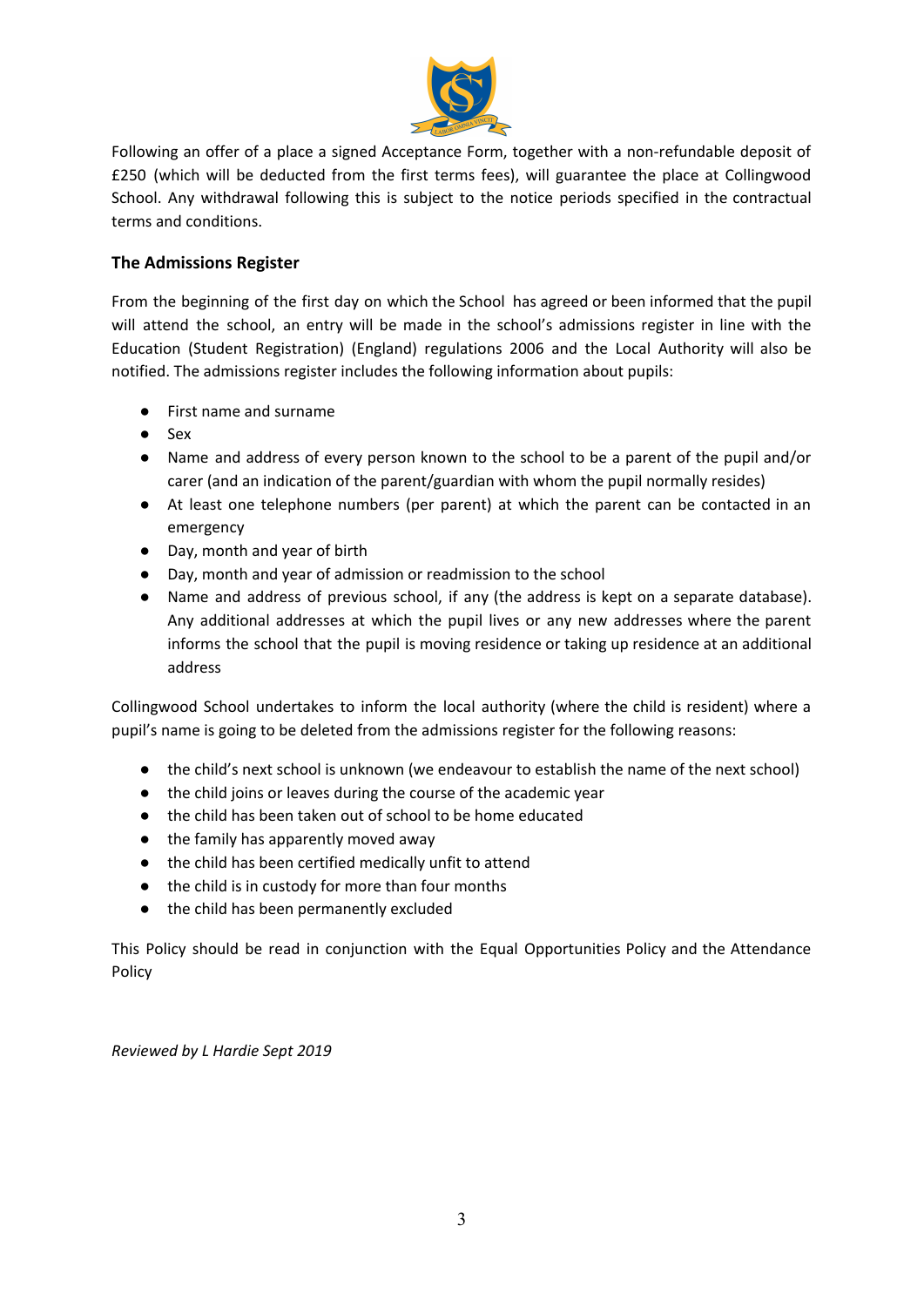Following an offer of a place a signed Acceptance Form, together with a non-refundable deposit of £250 (which will be deducted from the first terms fees), will guarantee the place at Collingwood School. Any withdrawal following this is subject to the notice periods specified in the contractual terms and conditions.

## The Admissions Register

From the beginning of the first day on which the School has agreed or been informed that the pupil will attend the school, an entry will be made in the school's admissions register in line with the Education (Student Registration) (England) regulations 2006 and the Local Authority will also be notified. The admissions register includes the following information about pupils:

- First name and surname
- Sex
- Name and address of every person known to the school to be a parent of the pupil and/or carer (and an indication of the parent/guardian with whom the pupil normally resides)
- At least one telephone numbers (per parent) at which the parent can be contacted in an emergency
- Day, month and year of birth
- Day, month and year of admission or readmission to the school
- Name and address of previous school, if any (the address is kept on a separate database). Any additional addresses at which the pupil lives or any new addresses where the parent informs the school that the pupil is moving residence or taking up residence at an additional address

Collingwood School undertakes to inform the local authority (where the child is resident) where a pupil's name is going to be deleted from the admissions register for the following reasons:

- the child's next school is unknown (we endeavour to establish the name of the next school)
- the child joins or leaves during the course of the academic year
- the child has been taken out of school to be home educated
- the family has apparently moved away
- the child has been certified medically unfit to attend
- the child is in custody for more than four months
- the child has been permanently excluded

This Policy should be read in conjunction with the Equal Opportunities Policy and the Attendance Policy

*Reviewed by L Hardie Sept 2019*